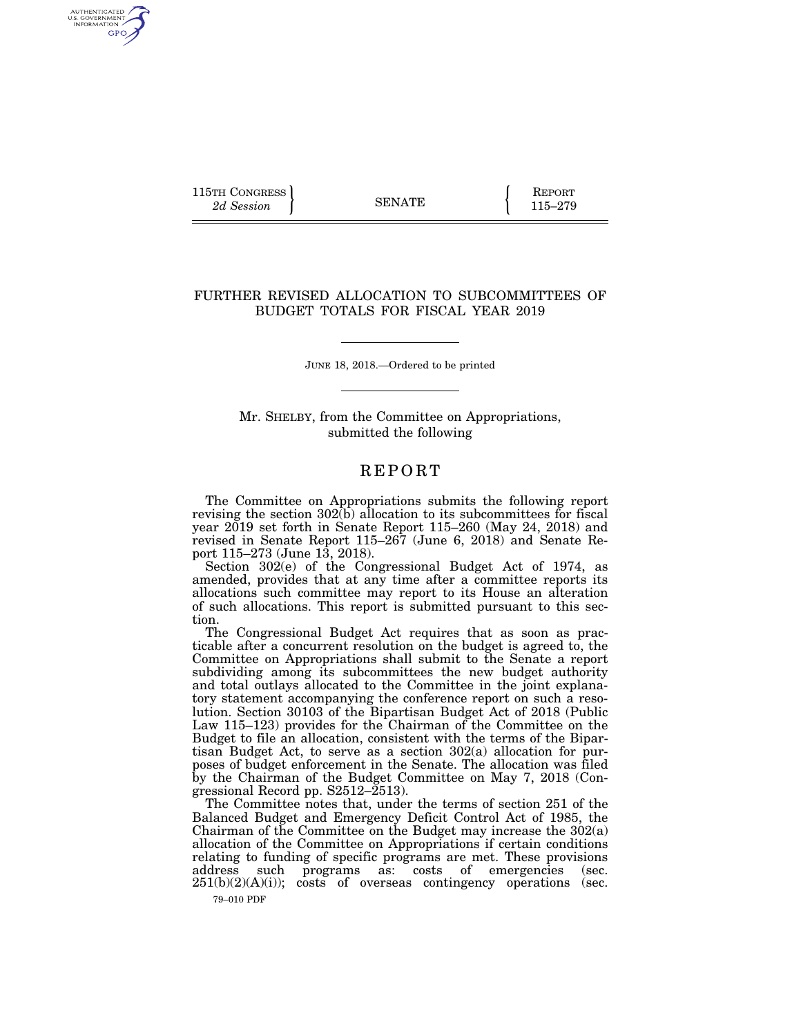115TH CONGRESS
*2d Session*

SENATE

REPORT
115–279

# FURTHER REVISED ALLOCATION TO SUBCOMMITTEES OF BUDGET TOTALS FOR FISCAL YEAR 2019

JUNE 18, 2018.—Ordered to be printed

Mr. SHELBY, from the Committee on Appropriations, submitted the following

## REPORT

The Committee on Appropriations submits the following report revising the section 302(b) allocation to its subcommittees for fiscal year 2019 set forth in Senate Report 115–260 (May 24, 2018) and revised in Senate Report 115–267 (June 6, 2018) and Senate Report 115–273 (June 13, 2018).

Section 302(e) of the Congressional Budget Act of 1974, as amended, provides that at any time after a committee reports its allocations such committee may report to its House an alteration of such allocations. This report is submitted pursuant to this section.

The Congressional Budget Act requires that as soon as practicable after a concurrent resolution on the budget is agreed to, the Committee on Appropriations shall submit to the Senate a report subdividing among its subcommittees the new budget authority and total outlays allocated to the Committee in the joint explanatory statement accompanying the conference report on such a resolution. Section 30103 of the Bipartisan Budget Act of 2018 (Public Law 115–123) provides for the Chairman of the Committee on the Budget to file an allocation, consistent with the terms of the Bipartisan Budget Act, to serve as a section 302(a) allocation for purposes of budget enforcement in the Senate. The allocation was filed by the Chairman of the Budget Committee on May 7, 2018 (Congressional Record pp. S2512–2513).

The Committee notes that, under the terms of section 251 of the Balanced Budget and Emergency Deficit Control Act of 1985, the Chairman of the Committee on the Budget may increase the 302(a) allocation of the Committee on Appropriations if certain conditions relating to funding of specific programs are met. These provisions address such programs as: costs of emergencies (sec. 251(b)(2)(A)(i)); costs of overseas contingency operations (sec.

79–010 PDF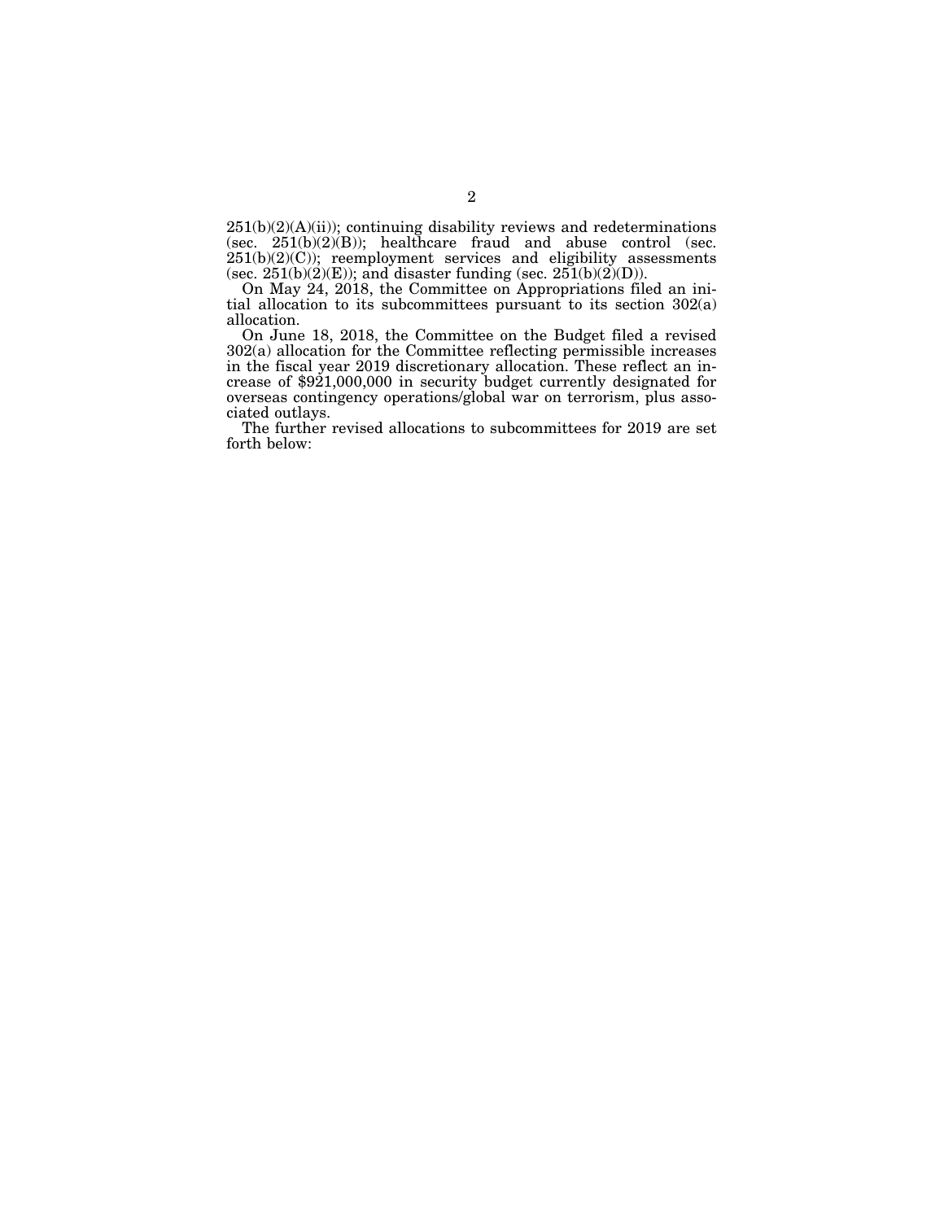251(b)(2)(A)(ii)); continuing disability reviews and redeterminations (sec. 251(b)(2)(B)); healthcare fraud and abuse control (sec. 251(b)(2)(C)); reemployment services and eligibility assessments (sec. 251(b)(2)(E)); and disaster funding (sec. 251(b)(2)(D)).

On May 24, 2018, the Committee on Appropriations filed an initial allocation to its subcommittees pursuant to its section 302(a) allocation.

On June 18, 2018, the Committee on the Budget filed a revised 302(a) allocation for the Committee reflecting permissible increases in the fiscal year 2019 discretionary allocation. These reflect an increase of $921,000,000 in security budget currently designated for overseas contingency operations/global war on terrorism, plus associated outlays.

The further revised allocations to subcommittees for 2019 are set forth below: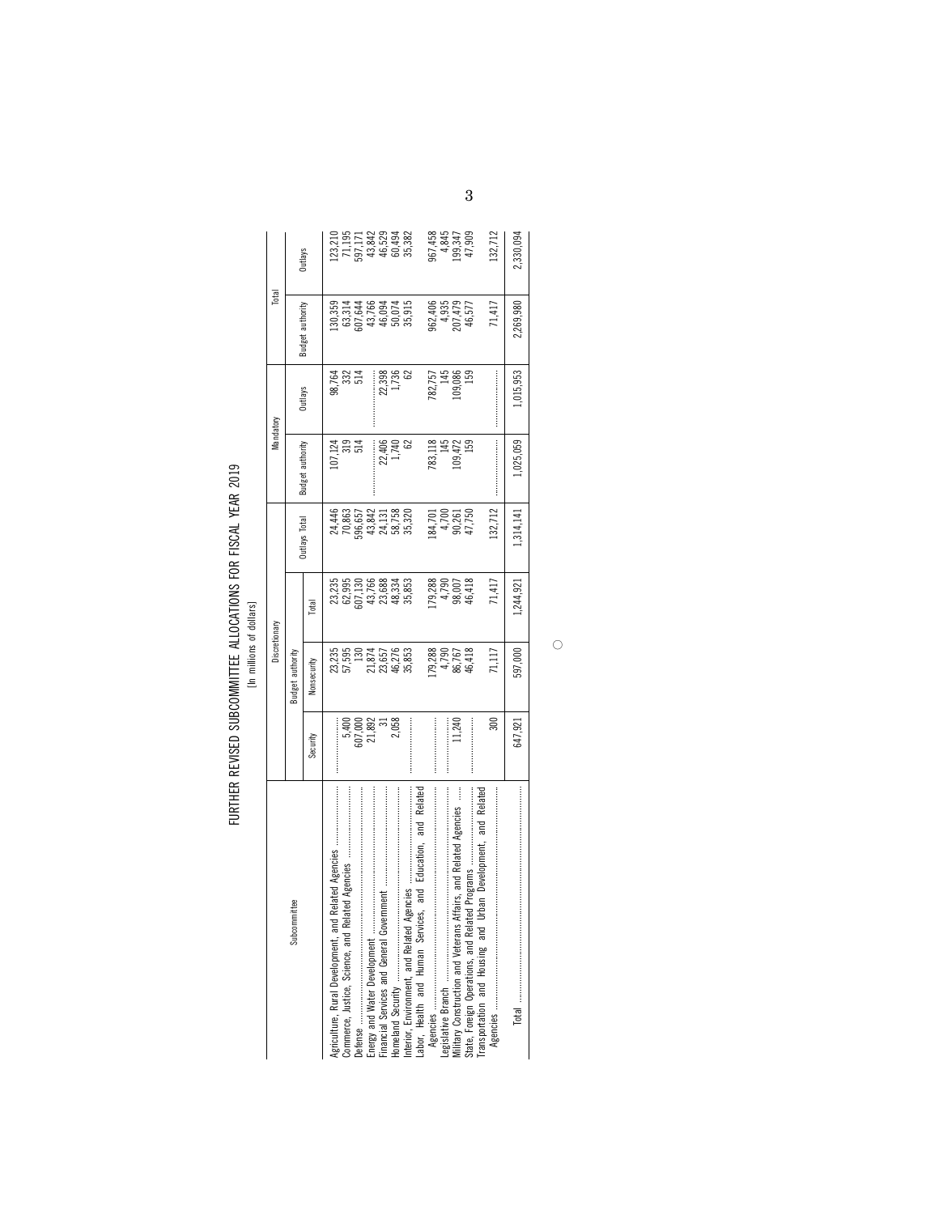# FURTHER REVISED SUBCOMMITTEE ALLOCATIONS FOR FISCAL YEAR 2019

[In millions of dollars]

| Subcommittee | Discretionary | | | | Mandatory | | Total | |
|---|---|---|---|---|---|---|---|---|
| | Budget authority | | | Outlays Total | Budget authority | Outlays | Budget authority | Outlays |
| | Security | Nonsecurity | Total | | | | | |
| Agriculture, Rural Development, and Related Agencies | | 23,235 | 23,235 | 24,446 | 107,124 | 98,764 | 130,359 | 123,210 |
| Commerce, Justice, Science, and Related Agencies | 5,400 | 57,595 | 62,995 | 70,863 | 319 | 332 | 63,314 | 71,195 |
| Defense | 607,000 | 130 | 607,130 | 596,657 | 514 | 514 | 607,644 | 597,171 |
| Energy and Water Development | 21,892 | 21,874 | 43,766 | 43,842 | | | 43,766 | 43,842 |
| Financial Services and General Government | 31 | 23,657 | 23,688 | 24,131 | 22,406 | 22,398 | 46,094 | 46,529 |
| Homeland Security | 2,058 | 46,276 | 48,334 | 58,758 | 1,740 | 1,736 | 50,074 | 60,494 |
| Interior, Environment, and Related Agencies | | 35,853 | 35,853 | 35,320 | 62 | 62 | 35,915 | 35,382 |
| Labor, Health and Human Services, and Education, and Related Agencies | | 179,288 | 179,288 | 184,701 | 783,118 | 782,757 | 962,406 | 967,458 |
| Legislative Branch | | 4,790 | 4,790 | 4,700 | 145 | 145 | 4,935 | 4,845 |
| Military Construction and Veterans Affairs, and Related Agencies | 11,240 | 86,767 | 98,007 | 90,261 | 109,472 | 109,086 | 207,479 | 199,347 |
| State, Foreign Operations, and Related Programs | | 46,418 | 46,418 | 47,750 | 159 | 159 | 46,577 | 47,909 |
| Transportation and Housing and Urban Development, and Related Agencies | 300 | 71,117 | 71,417 | 132,712 | | | 71,417 | 132,712 |
| Total | 647,921 | 597,000 | 1,244,921 | 1,314,141 | 1,025,059 | 1,015,953 | 2,269,980 | 2,330,094 |